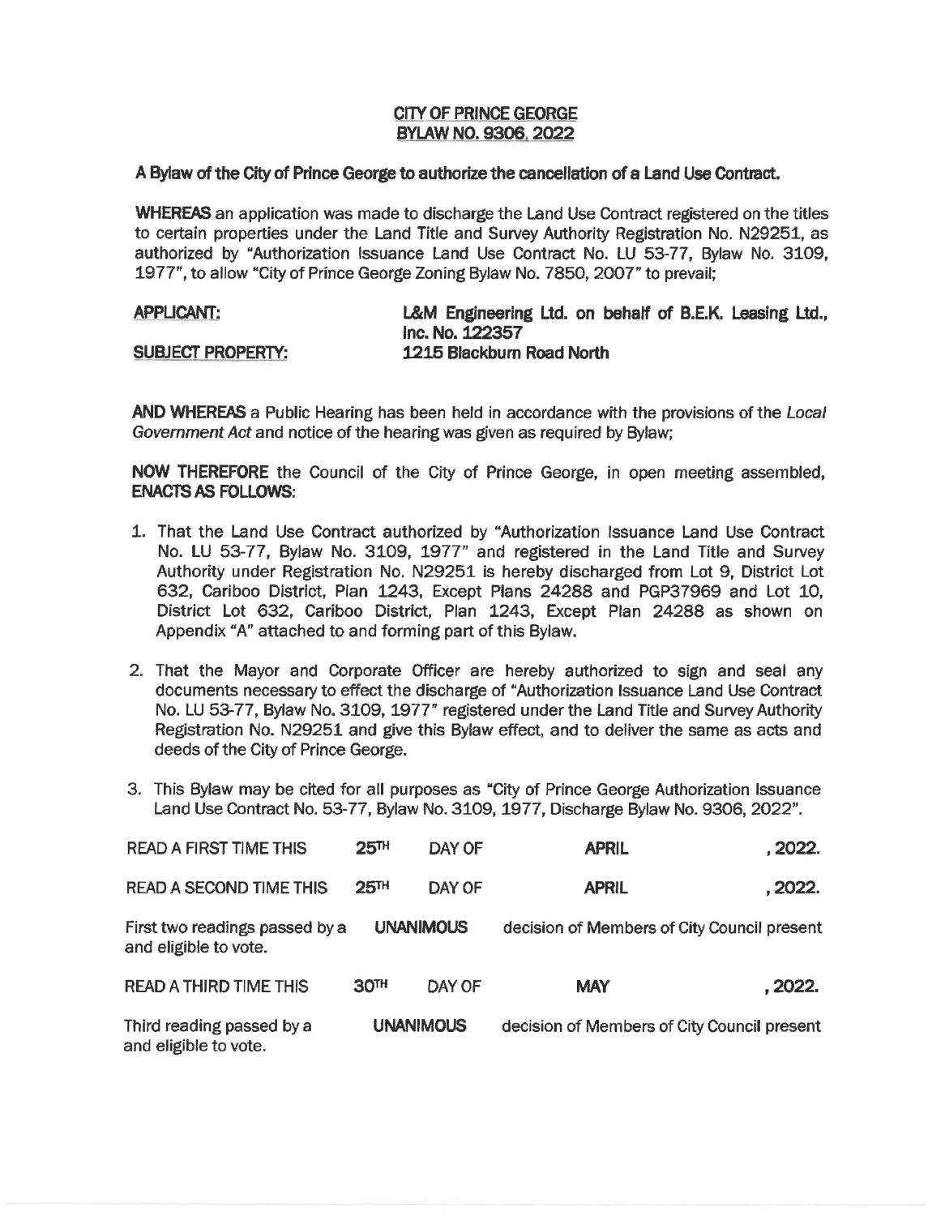# CITY OF PRINCE GEORGE
## BYLAW NO. 9306, 2022

**A Bylaw of the City of Prince George to authorize the cancellation of a Land Use Contract.**

**WHEREAS** an application was made to discharge the Land Use Contract registered on the titles to certain properties under the Land Title and Survey Authority Registration No. N29251, as authorized by "Authorization Issuance Land Use Contract No. LU 53-77, Bylaw No. 3109, 1977", to allow "City of Prince George Zoning Bylaw No. 7850, 2007" to prevail;

| | |
|---|---|
| **APPLICANT:** | **L&M Engineering Ltd. on behalf of B.E.K. Leasing Ltd., Inc. No. 122357** |
| **SUBJECT PROPERTY:** | **1215 Blackburn Road North** |

**AND WHEREAS** a Public Hearing has been held in accordance with the provisions of the *Local Government Act* and notice of the hearing was given as required by Bylaw;

**NOW THEREFORE** the Council of the City of Prince George, in open meeting assembled, **ENACTS AS FOLLOWS:**

1. That the Land Use Contract authorized by "Authorization Issuance Land Use Contract No. LU 53-77, Bylaw No. 3109, 1977" and registered in the Land Title and Survey Authority under Registration No. N29251 is hereby discharged from Lot 9, District Lot 632, Cariboo District, Plan 1243, Except Plans 24288 and PGP37969 and Lot 10, District Lot 632, Cariboo District, Plan 1243, Except Plan 24288 as shown on Appendix "A" attached to and forming part of this Bylaw.

2. That the Mayor and Corporate Officer are hereby authorized to sign and seal any documents necessary to effect the discharge of "Authorization Issuance Land Use Contract No. LU 53-77, Bylaw No. 3109, 1977" registered under the Land Title and Survey Authority Registration No. N29251 and give this Bylaw effect, and to deliver the same as acts and deeds of the City of Prince George.

3. This Bylaw may be cited for all purposes as "City of Prince George Authorization Issuance Land Use Contract No. 53-77, Bylaw No. 3109, 1977, Discharge Bylaw No. 9306, 2022".

| | | | | |
|---|---|---|---|---|
| READ A FIRST TIME THIS | **25TH** | DAY OF | **APRIL** | **, 2022.** |
| READ A SECOND TIME THIS | **25TH** | DAY OF | **APRIL** | **, 2022.** |

First two readings passed by a **UNANIMOUS** decision of Members of City Council present and eligible to vote.

| | | | | |
|---|---|---|---|---|
| READ A THIRD TIME THIS | **30TH** | DAY OF | **MAY** | **, 2022.** |

Third reading passed by a **UNANIMOUS** decision of Members of City Council present and eligible to vote.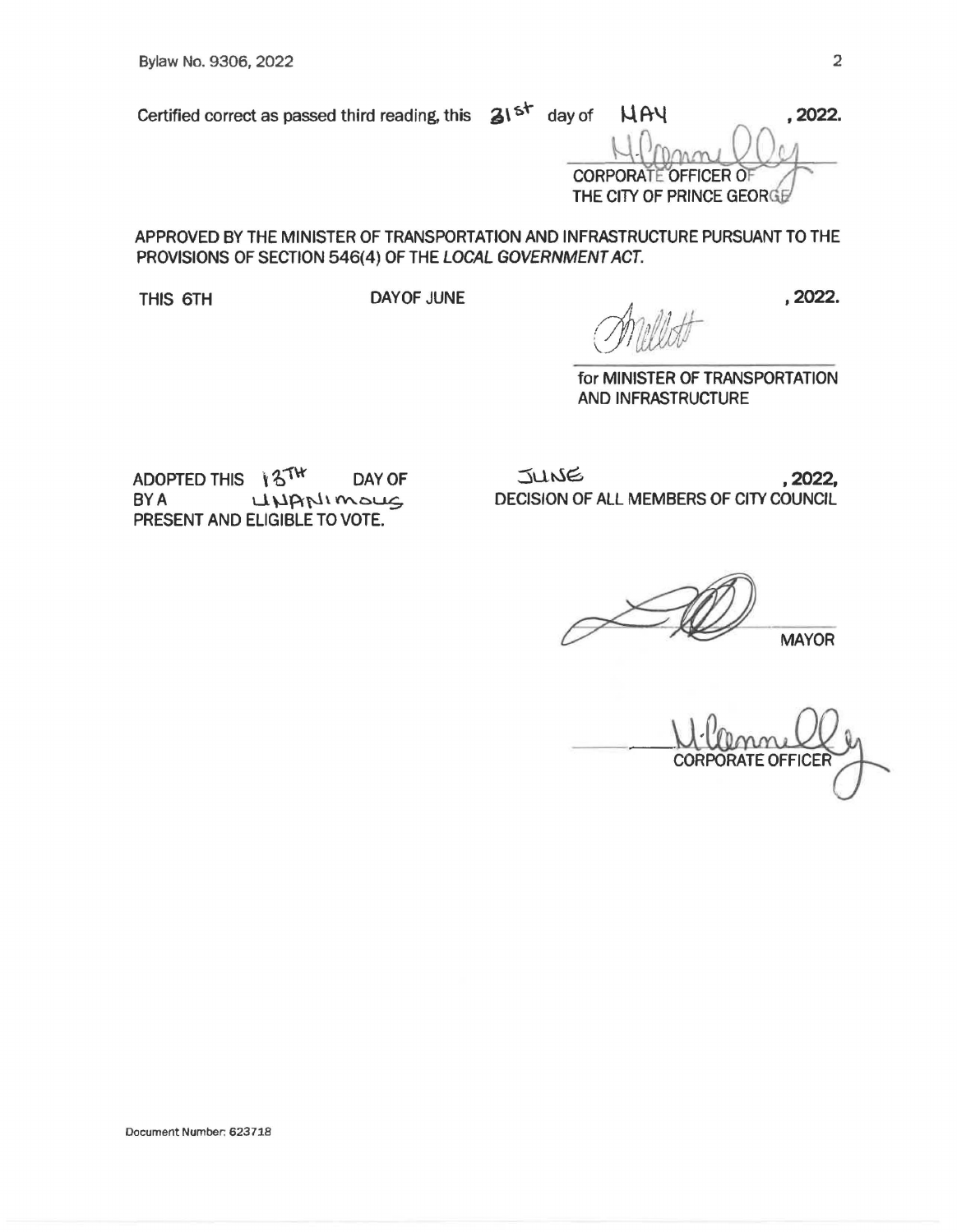Bylaw No. 9306, 2022

Certified correct as passed third reading, this 31st day of MAY, 2022.

CORPORATE OFFICER OF
THE CITY OF PRINCE GEORGE

APPROVED BY THE MINISTER OF TRANSPORTATION AND INFRASTRUCTURE PURSUANT TO THE PROVISIONS OF SECTION 546(4) OF THE *LOCAL GOVERNMENT ACT*.

THIS 6TH DAY OF JUNE, 2022.

for MINISTER OF TRANSPORTATION
AND INFRASTRUCTURE

ADOPTED THIS 13TH DAY OF JUNE, 2022, BY A UNANIMOUS DECISION OF ALL MEMBERS OF CITY COUNCIL PRESENT AND ELIGIBLE TO VOTE.

MAYOR

CORPORATE OFFICER

Document Number: 623718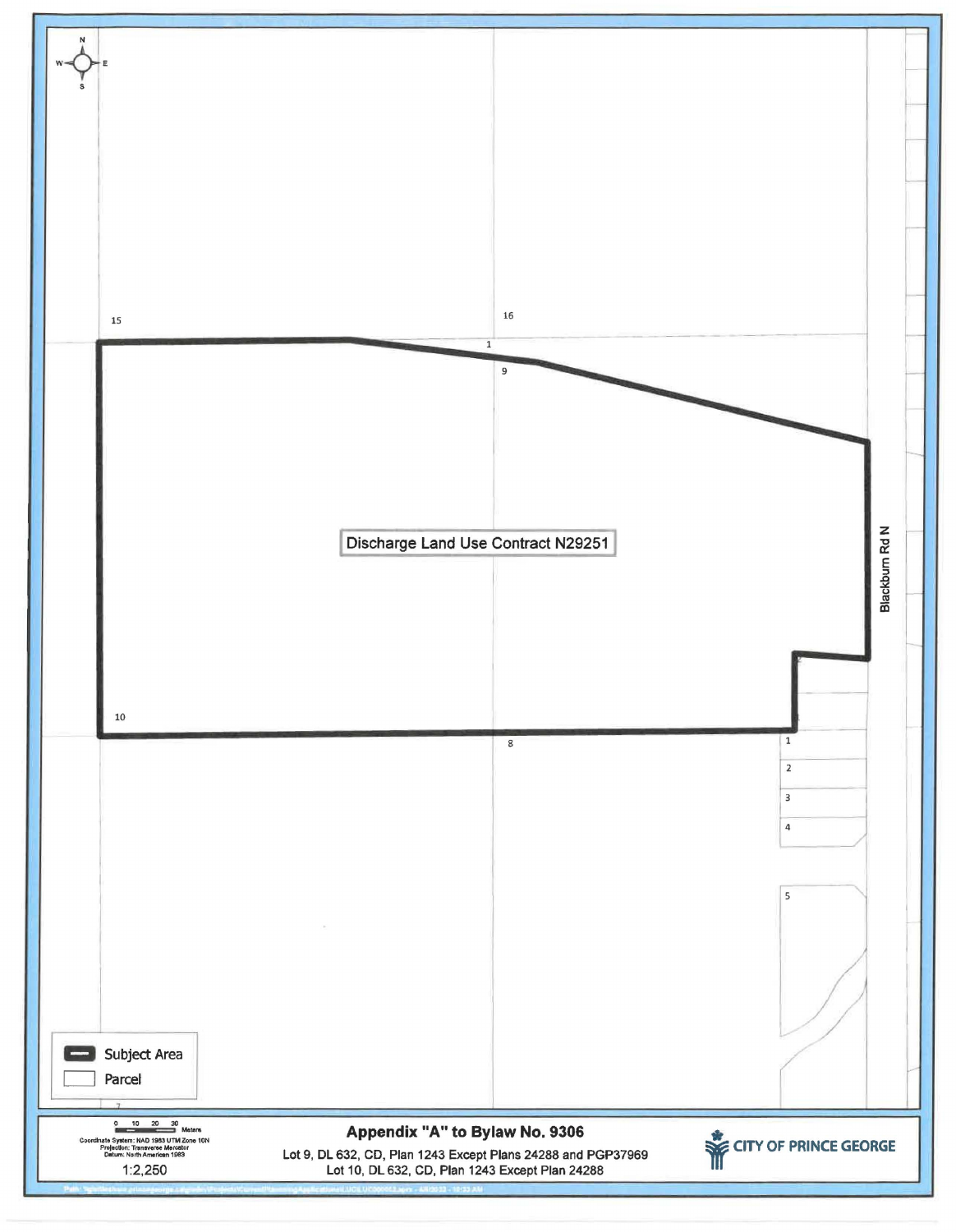N

W E

S

15

16

1

9

Discharge Land Use Contract N29251

Blackburn Rd N

10

8

1

2

3

4

5

Subject Area

Parcel

0 10 20 30 Meters

Coordinate System: NAD 1983 UTM Zone 10N
Projection: Transverse Mercator
Datum: North American 1983

1:2,250

**Appendix "A" to Bylaw No. 9306**

Lot 9, DL 632, CD, Plan 1243 Except Plans 24288 and PGP37969
Lot 10, DL 632, CD, Plan 1243 Except Plan 24288

CITY OF PRINCE GEORGE